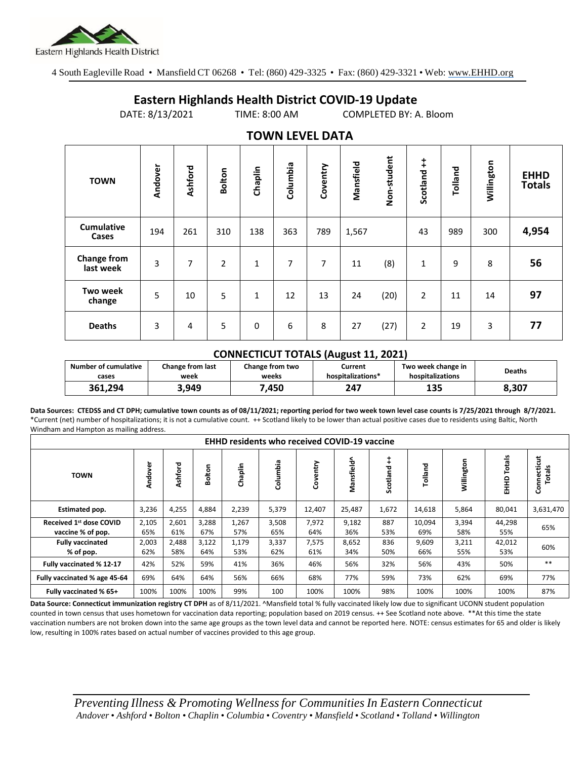Eastern Highlands Health District

4 South Eagleville Road • Mansfield CT 06268 • Tel: (860) 429-3325 • Fax: (860) 429-3321 • Web: www.EHHD.org

# Eastern Highlands Health District COVID-19 Update

DATE: 8/13/2021 TIME: 8:00 AM COMPLETED BY: A. Bloom

## TOWN LEVEL DATA

| TOWN | Andover | Ashford | Bolton | Chaplin | Columbia | Coventry | Mansfield | Non-student | Scotland ++ | Tolland | Willington | EHHD Totals |
|---|---|---|---|---|---|---|---|---|---|---|---|---|
| Cumulative Cases | 194 | 261 | 310 | 138 | 363 | 789 | 1,567 | | 43 | 989 | 300 | **4,954** |
| Change from last week | 3 | 7 | 2 | 1 | 7 | 7 | 11 | (8) | 1 | 9 | 8 | **56** |
| Two week change | 5 | 10 | 5 | 1 | 12 | 13 | 24 | (20) | 2 | 11 | 14 | **97** |
| Deaths | 3 | 4 | 5 | 0 | 6 | 8 | 27 | (27) | 2 | 19 | 3 | **77** |

### CONNECTICUT TOTALS (August 11, 2021)

| Number of cumulative cases | Change from last week | Change from two weeks | Current hospitalizations* | Two week change in hospitalizations | Deaths |
|---|---|---|---|---|---|
| **361,294** | **3,949** | **7,450** | **247** | **135** | **8,307** |

**Data Sources: CTEDSS and CT DPH; cumulative town counts as of 08/11/2021; reporting period for two week town level case counts is 7/25/2021 through 8/7/2021.** *Current (net) number of hospitalizations; it is not a cumulative count. ++ Scotland likely to be lower than actual positive cases due to residents using Baltic, North Windham and Hampton as mailing address.

| EHHD residents who received COVID-19 vaccine | | | | | | | | | | | | |
|---|---|---|---|---|---|---|---|---|---|---|---|---|
| TOWN | Andover | Ashford | Bolton | Chaplin | Columbia | Coventry | Mansfield^ | Scotland ++ | Tolland | Willington | EHHD Totals | Connecticut Totals |
| Estimated pop. | 3,236 | 4,255 | 4,884 | 2,239 | 5,379 | 12,407 | 25,487 | 1,672 | 14,618 | 5,864 | 80,041 | 3,631,470 |
| Received 1st dose COVID vaccine % of pop. | 2,105 65% | 2,601 61% | 3,288 67% | 1,267 57% | 3,508 65% | 7,972 64% | 9,182 36% | 887 53% | 10,094 69% | 3,394 58% | 44,298 55% | 65% |
| Fully vaccinated % of pop. | 2,003 62% | 2,488 58% | 3,122 64% | 1,179 53% | 3,337 62% | 7,575 61% | 8,652 34% | 836 50% | 9,609 66% | 3,211 55% | 42,012 53% | 60% |
| Fully vaccinated % 12-17 | 42% | 52% | 59% | 41% | 36% | 46% | 56% | 32% | 56% | 43% | 50% | ** |
| Fully vaccinated % age 45-64 | 69% | 64% | 64% | 56% | 66% | 68% | 77% | 59% | 73% | 62% | 69% | 77% |
| Fully vaccinated % 65+ | 100% | 100% | 100% | 99% | 100 | 100% | 100% | 98% | 100% | 100% | 100% | 87% |

**Data Source: Connecticut immunization registry CT DPH** as of 8/11/2021. ^Mansfield total % fully vaccinated likely low due to significant UCONN student population counted in town census that uses hometown for vaccination data reporting; population based on 2019 census. ++ See Scotland note above. **At this time the state vaccination numbers are not broken down into the same age groups as the town level data and cannot be reported here. NOTE: census estimates for 65 and older is likely low, resulting in 100% rates based on actual number of vaccines provided to this age group.

*Preventing Illness & Promoting Wellness for Communities In Eastern Connecticut*
*Andover • Ashford • Bolton • Chaplin • Columbia • Coventry • Mansfield • Scotland • Tolland • Willington*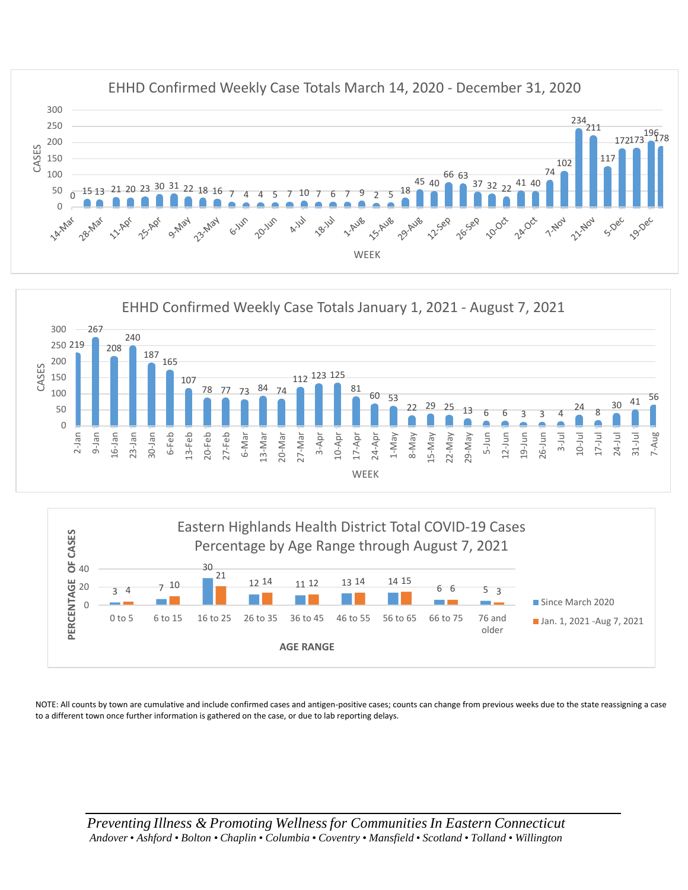## EHHD Confirmed Weekly Case Totals March 14, 2020 - December 31, 2020

CASES

300
250
200
150
100
50
0

0 15 13 21 20 23 30 31 22 18 16 7 4 4 5 7 10 7 6 7 9 2 5 18 45 40 66 63 37 32 22 41 40 74 102 234 211 117 172 173 196 178

14-Mar 28-Mar 11-Apr 25-Apr 9-May 23-May 6-Jun 20-Jun 4-Jul 18-Jul 1-Aug 15-Aug 29-Aug 12-Sep 26-Sep 10-Oct 24-Oct 7-Nov 21-Nov 5-Dec 19-Dec

WEEK

## EHHD Confirmed Weekly Case Totals January 1, 2021 - August 7, 2021

CASES

300
250
200
150
100
50
0

219 267 208 240 187 165 107 78 77 73 84 74 112 123 125 81 60 53 22 29 25 13 6 6 3 3 4 24 8 30 41 56

2-Jan 9-Jan 16-Jan 23-Jan 30-Jan 6-Feb 13-Feb 20-Feb 27-Feb 6-Mar 13-Mar 20-Mar 27-Mar 3-Apr 10-Apr 17-Apr 24-Apr 1-May 8-May 15-May 22-May 29-May 5-Jun 12-Jun 19-Jun 26-Jun 3-Jul 10-Jul 17-Jul 24-Jul 31-Jul 7-Aug

WEEK

## Eastern Highlands Health District Total COVID-19 Cases Percentage by Age Range through August 7, 2021

PERCENTAGE OF CASES

40
20
0

0 to 5: 3 4
6 to 15: 7 10
16 to 25: 30 21
26 to 35: 12 14
36 to 45: 11 12
46 to 55: 13 14
56 to 65: 14 15
66 to 75: 6 6
76 and older: 5 3

AGE RANGE

Since March 2020
Jan. 1, 2021 -Aug 7, 2021

NOTE: All counts by town are cumulative and include confirmed cases and antigen-positive cases; counts can change from previous weeks due to the state reassigning a case to a different town once further information is gathered on the case, or due to lab reporting delays.

*Preventing Illness & Promoting Wellness for Communities In Eastern Connecticut*
*Andover • Ashford • Bolton • Chaplin • Columbia • Coventry • Mansfield • Scotland • Tolland • Willington*